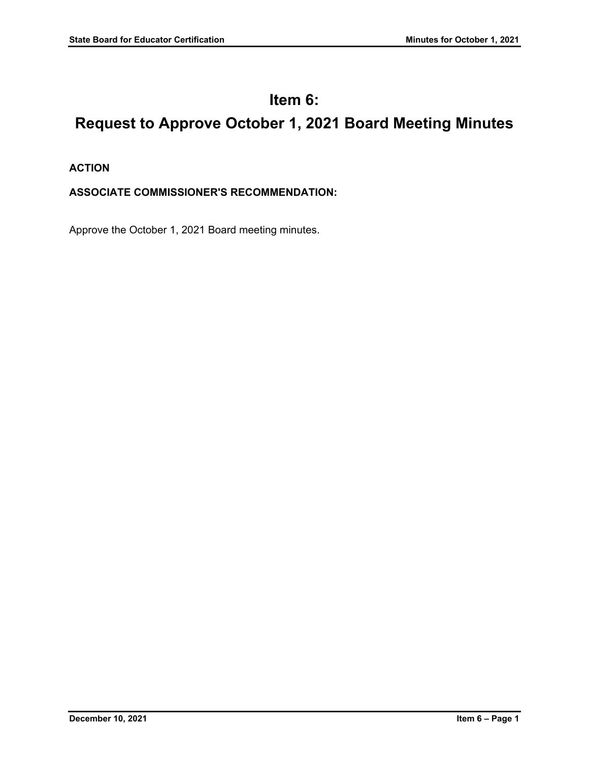# Item 6:

# Request to Approve October 1, 2021 Board Meeting Minutes

**ACTION**

**ASSOCIATE COMMISSIONER'S RECOMMENDATION:**

Approve the October 1, 2021 Board meeting minutes.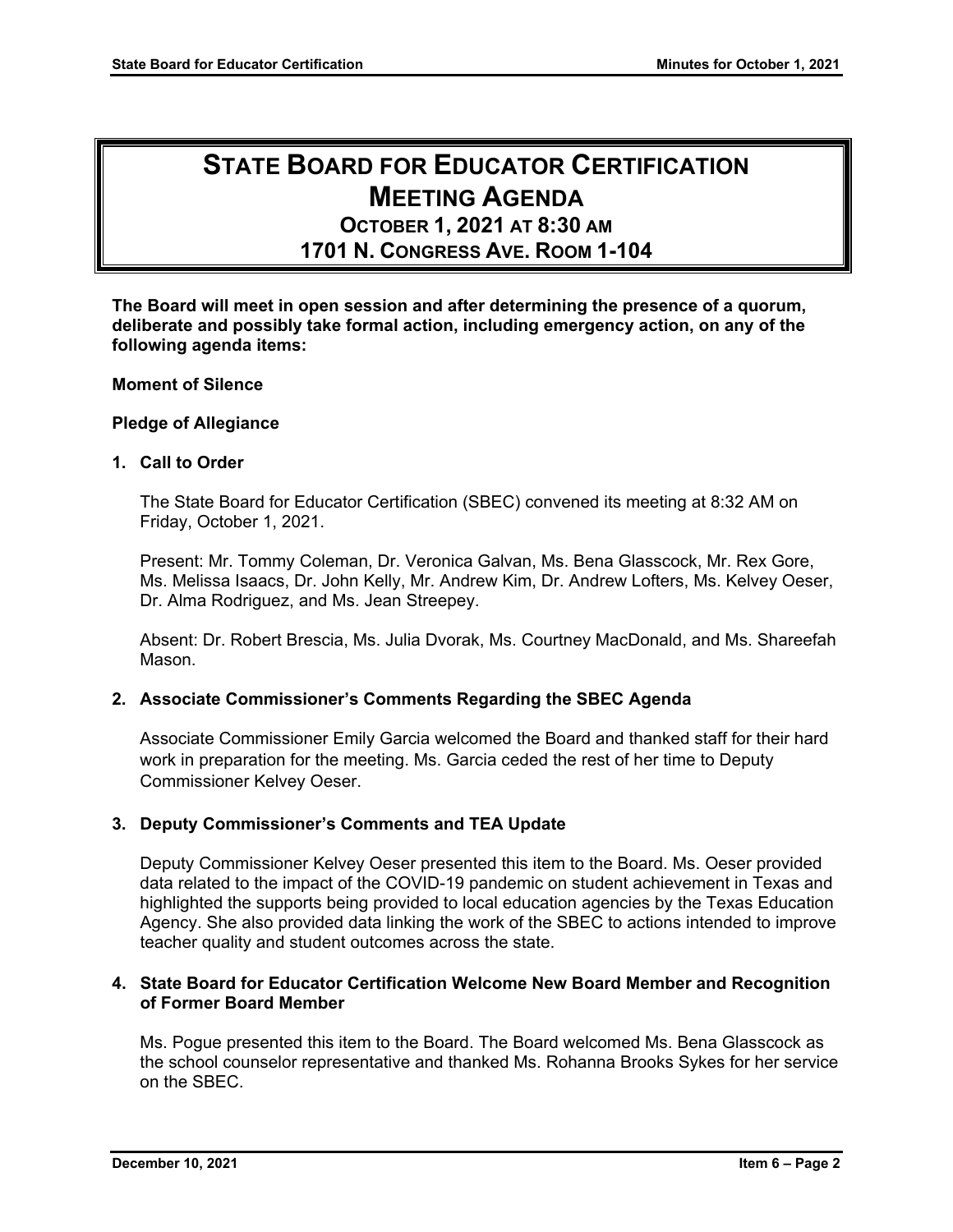# STATE BOARD FOR EDUCATOR CERTIFICATION MEETING AGENDA

## OCTOBER 1, 2021 AT 8:30 AM
## 1701 N. CONGRESS AVE. ROOM 1-104

**The Board will meet in open session and after determining the presence of a quorum, deliberate and possibly take formal action, including emergency action, on any of the following agenda items:**

**Moment of Silence**

**Pledge of Allegiance**

**1. Call to Order**

The State Board for Educator Certification (SBEC) convened its meeting at 8:32 AM on Friday, October 1, 2021.

Present: Mr. Tommy Coleman, Dr. Veronica Galvan, Ms. Bena Glasscock, Mr. Rex Gore, Ms. Melissa Isaacs, Dr. John Kelly, Mr. Andrew Kim, Dr. Andrew Lofters, Ms. Kelvey Oeser, Dr. Alma Rodriguez, and Ms. Jean Streepey.

Absent: Dr. Robert Brescia, Ms. Julia Dvorak, Ms. Courtney MacDonald, and Ms. Shareefah Mason.

**2. Associate Commissioner's Comments Regarding the SBEC Agenda**

Associate Commissioner Emily Garcia welcomed the Board and thanked staff for their hard work in preparation for the meeting. Ms. Garcia ceded the rest of her time to Deputy Commissioner Kelvey Oeser.

**3. Deputy Commissioner's Comments and TEA Update**

Deputy Commissioner Kelvey Oeser presented this item to the Board. Ms. Oeser provided data related to the impact of the COVID-19 pandemic on student achievement in Texas and highlighted the supports being provided to local education agencies by the Texas Education Agency. She also provided data linking the work of the SBEC to actions intended to improve teacher quality and student outcomes across the state.

**4. State Board for Educator Certification Welcome New Board Member and Recognition of Former Board Member**

Ms. Pogue presented this item to the Board. The Board welcomed Ms. Bena Glasscock as the school counselor representative and thanked Ms. Rohanna Brooks Sykes for her service on the SBEC.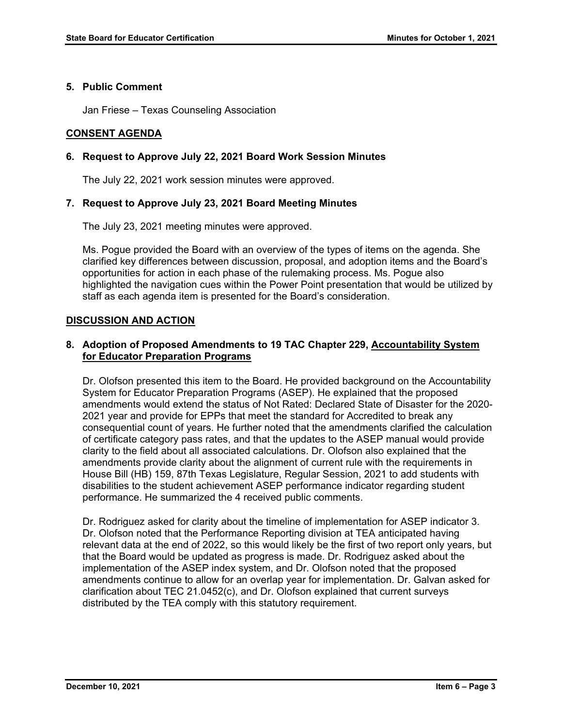### 5. Public Comment

Jan Friese – Texas Counseling Association

## CONSENT AGENDA

### 6. Request to Approve July 22, 2021 Board Work Session Minutes

The July 22, 2021 work session minutes were approved.

### 7. Request to Approve July 23, 2021 Board Meeting Minutes

The July 23, 2021 meeting minutes were approved.

Ms. Pogue provided the Board with an overview of the types of items on the agenda. She clarified key differences between discussion, proposal, and adoption items and the Board's opportunities for action in each phase of the rulemaking process. Ms. Pogue also highlighted the navigation cues within the Power Point presentation that would be utilized by staff as each agenda item is presented for the Board's consideration.

## DISCUSSION AND ACTION

### 8. Adoption of Proposed Amendments to 19 TAC Chapter 229, Accountability System for Educator Preparation Programs

Dr. Olofson presented this item to the Board. He provided background on the Accountability System for Educator Preparation Programs (ASEP). He explained that the proposed amendments would extend the status of Not Rated: Declared State of Disaster for the 2020-2021 year and provide for EPPs that meet the standard for Accredited to break any consequential count of years. He further noted that the amendments clarified the calculation of certificate category pass rates, and that the updates to the ASEP manual would provide clarity to the field about all associated calculations. Dr. Olofson also explained that the amendments provide clarity about the alignment of current rule with the requirements in House Bill (HB) 159, 87th Texas Legislature, Regular Session, 2021 to add students with disabilities to the student achievement ASEP performance indicator regarding student performance. He summarized the 4 received public comments.

Dr. Rodriguez asked for clarity about the timeline of implementation for ASEP indicator 3. Dr. Olofson noted that the Performance Reporting division at TEA anticipated having relevant data at the end of 2022, so this would likely be the first of two report only years, but that the Board would be updated as progress is made. Dr. Rodriguez asked about the implementation of the ASEP index system, and Dr. Olofson noted that the proposed amendments continue to allow for an overlap year for implementation. Dr. Galvan asked for clarification about TEC 21.0452(c), and Dr. Olofson explained that current surveys distributed by the TEA comply with this statutory requirement.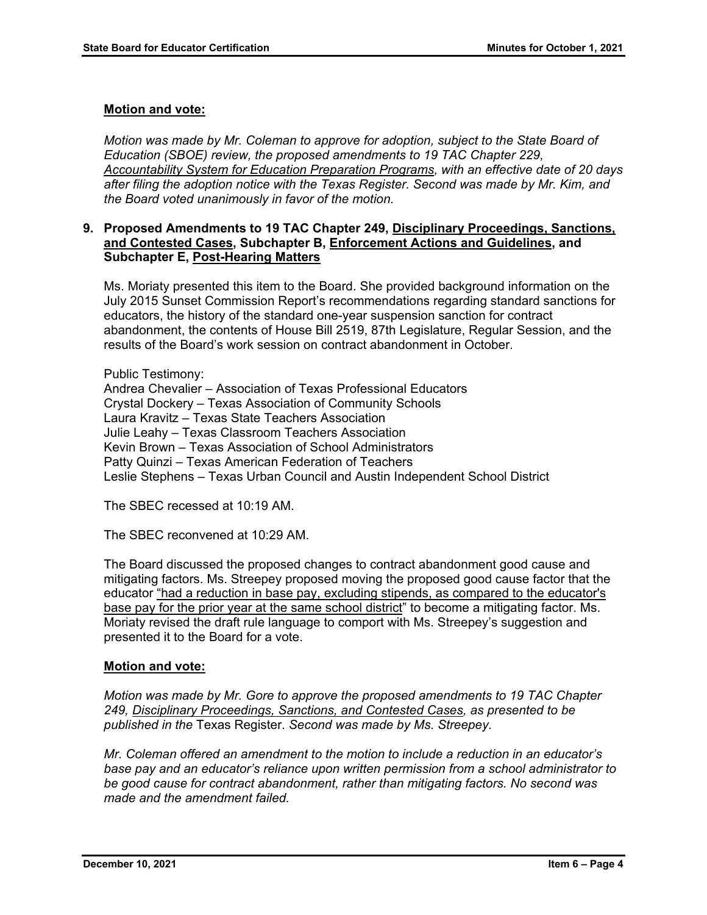**Motion and vote:**

*Motion was made by Mr. Coleman to approve for adoption, subject to the State Board of Education (SBOE) review, the proposed amendments to 19 TAC Chapter 229, Accountability System for Education Preparation Programs, with an effective date of 20 days after filing the adoption notice with the Texas Register. Second was made by Mr. Kim, and the Board voted unanimously in favor of the motion.*

**9. Proposed Amendments to 19 TAC Chapter 249, Disciplinary Proceedings, Sanctions, and Contested Cases, Subchapter B, Enforcement Actions and Guidelines, and Subchapter E, Post-Hearing Matters**

Ms. Moriaty presented this item to the Board. She provided background information on the July 2015 Sunset Commission Report's recommendations regarding standard sanctions for educators, the history of the standard one-year suspension sanction for contract abandonment, the contents of House Bill 2519, 87th Legislature, Regular Session, and the results of the Board's work session on contract abandonment in October.

Public Testimony:
Andrea Chevalier – Association of Texas Professional Educators
Crystal Dockery – Texas Association of Community Schools
Laura Kravitz – Texas State Teachers Association
Julie Leahy – Texas Classroom Teachers Association
Kevin Brown – Texas Association of School Administrators
Patty Quinzi – Texas American Federation of Teachers
Leslie Stephens – Texas Urban Council and Austin Independent School District

The SBEC recessed at 10:19 AM.

The SBEC reconvened at 10:29 AM.

The Board discussed the proposed changes to contract abandonment good cause and mitigating factors. Ms. Streepey proposed moving the proposed good cause factor that the educator "had a reduction in base pay, excluding stipends, as compared to the educator's base pay for the prior year at the same school district" to become a mitigating factor. Ms. Moriaty revised the draft rule language to comport with Ms. Streepey's suggestion and presented it to the Board for a vote.

**Motion and vote:**

*Motion was made by Mr. Gore to approve the proposed amendments to 19 TAC Chapter 249, Disciplinary Proceedings, Sanctions, and Contested Cases, as presented to be published in the* Texas Register. *Second was made by Ms. Streepey.*

*Mr. Coleman offered an amendment to the motion to include a reduction in an educator's base pay and an educator's reliance upon written permission from a school administrator to be good cause for contract abandonment, rather than mitigating factors. No second was made and the amendment failed.*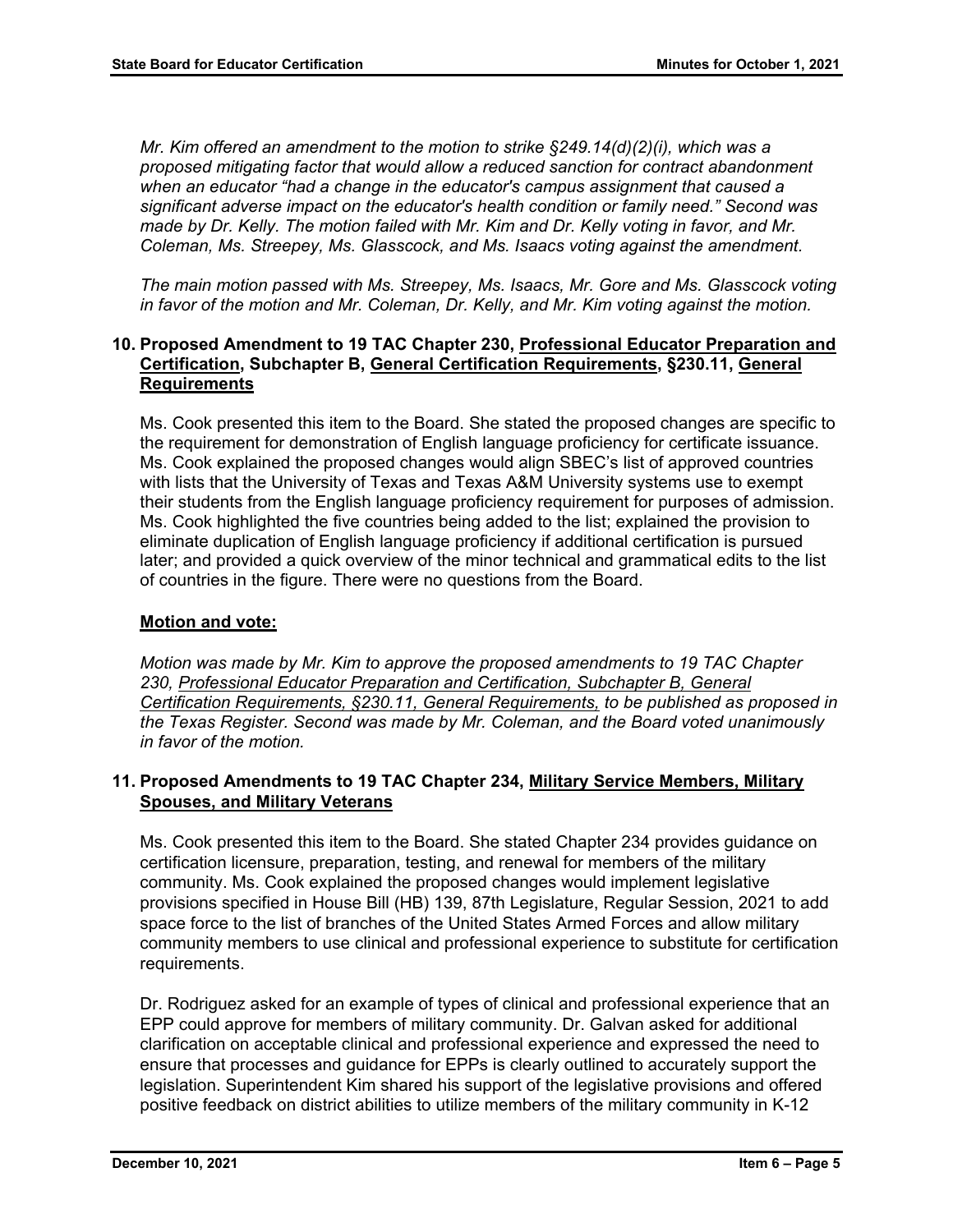*Mr. Kim offered an amendment to the motion to strike §249.14(d)(2)(i), which was a proposed mitigating factor that would allow a reduced sanction for contract abandonment when an educator "had a change in the educator's campus assignment that caused a significant adverse impact on the educator's health condition or family need." Second was made by Dr. Kelly. The motion failed with Mr. Kim and Dr. Kelly voting in favor, and Mr. Coleman, Ms. Streepey, Ms. Glasscock, and Ms. Isaacs voting against the amendment.*

*The main motion passed with Ms. Streepey, Ms. Isaacs, Mr. Gore and Ms. Glasscock voting in favor of the motion and Mr. Coleman, Dr. Kelly, and Mr. Kim voting against the motion.*

## 10. Proposed Amendment to 19 TAC Chapter 230, <u>Professional Educator Preparation and Certification</u>, Subchapter B, <u>General Certification Requirements</u>, §230.11, <u>General Requirements</u>

Ms. Cook presented this item to the Board. She stated the proposed changes are specific to the requirement for demonstration of English language proficiency for certificate issuance. Ms. Cook explained the proposed changes would align SBEC's list of approved countries with lists that the University of Texas and Texas A&M University systems use to exempt their students from the English language proficiency requirement for purposes of admission. Ms. Cook highlighted the five countries being added to the list; explained the provision to eliminate duplication of English language proficiency if additional certification is pursued later; and provided a quick overview of the minor technical and grammatical edits to the list of countries in the figure. There were no questions from the Board.

**<u>Motion and vote:</u>**

*Motion was made by Mr. Kim to approve the proposed amendments to 19 TAC Chapter 230, <u>Professional Educator Preparation and Certification, Subchapter B, General Certification Requirements, §230.11, General Requirements,</u> to be published as proposed in the Texas Register. Second was made by Mr. Coleman, and the Board voted unanimously in favor of the motion.*

## 11. Proposed Amendments to 19 TAC Chapter 234, <u>Military Service Members, Military Spouses, and Military Veterans</u>

Ms. Cook presented this item to the Board. She stated Chapter 234 provides guidance on certification licensure, preparation, testing, and renewal for members of the military community. Ms. Cook explained the proposed changes would implement legislative provisions specified in House Bill (HB) 139, 87th Legislature, Regular Session, 2021 to add space force to the list of branches of the United States Armed Forces and allow military community members to use clinical and professional experience to substitute for certification requirements.

Dr. Rodriguez asked for an example of types of clinical and professional experience that an EPP could approve for members of military community. Dr. Galvan asked for additional clarification on acceptable clinical and professional experience and expressed the need to ensure that processes and guidance for EPPs is clearly outlined to accurately support the legislation. Superintendent Kim shared his support of the legislative provisions and offered positive feedback on district abilities to utilize members of the military community in K-12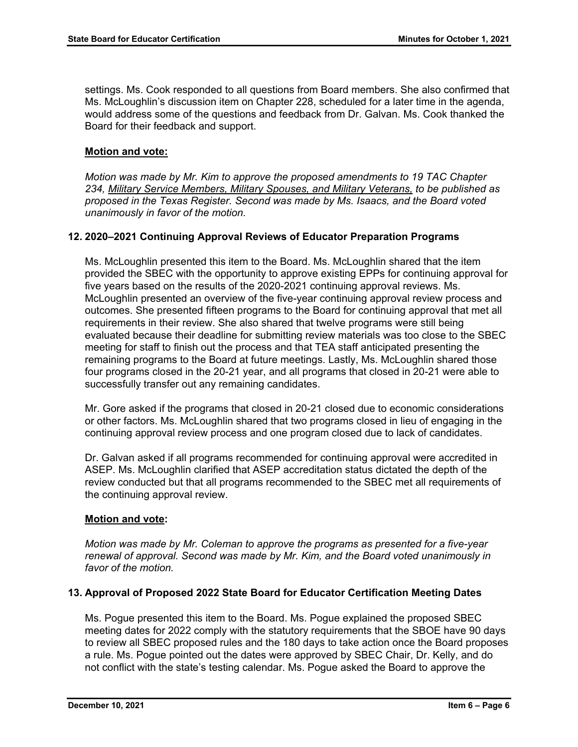settings. Ms. Cook responded to all questions from Board members. She also confirmed that Ms. McLoughlin's discussion item on Chapter 228, scheduled for a later time in the agenda, would address some of the questions and feedback from Dr. Galvan. Ms. Cook thanked the Board for their feedback and support.

**Motion and vote:**

*Motion was made by Mr. Kim to approve the proposed amendments to 19 TAC Chapter 234, Military Service Members, Military Spouses, and Military Veterans, to be published as proposed in the Texas Register. Second was made by Ms. Isaacs, and the Board voted unanimously in favor of the motion.*

### 12. 2020–2021 Continuing Approval Reviews of Educator Preparation Programs

Ms. McLoughlin presented this item to the Board. Ms. McLoughlin shared that the item provided the SBEC with the opportunity to approve existing EPPs for continuing approval for five years based on the results of the 2020-2021 continuing approval reviews. Ms. McLoughlin presented an overview of the five-year continuing approval review process and outcomes. She presented fifteen programs to the Board for continuing approval that met all requirements in their review. She also shared that twelve programs were still being evaluated because their deadline for submitting review materials was too close to the SBEC meeting for staff to finish out the process and that TEA staff anticipated presenting the remaining programs to the Board at future meetings. Lastly, Ms. McLoughlin shared those four programs closed in the 20-21 year, and all programs that closed in 20-21 were able to successfully transfer out any remaining candidates.

Mr. Gore asked if the programs that closed in 20-21 closed due to economic considerations or other factors. Ms. McLoughlin shared that two programs closed in lieu of engaging in the continuing approval review process and one program closed due to lack of candidates.

Dr. Galvan asked if all programs recommended for continuing approval were accredited in ASEP. Ms. McLoughlin clarified that ASEP accreditation status dictated the depth of the review conducted but that all programs recommended to the SBEC met all requirements of the continuing approval review.

**Motion and vote:**

*Motion was made by Mr. Coleman to approve the programs as presented for a five-year renewal of approval. Second was made by Mr. Kim, and the Board voted unanimously in favor of the motion.*

### 13. Approval of Proposed 2022 State Board for Educator Certification Meeting Dates

Ms. Pogue presented this item to the Board. Ms. Pogue explained the proposed SBEC meeting dates for 2022 comply with the statutory requirements that the SBOE have 90 days to review all SBEC proposed rules and the 180 days to take action once the Board proposes a rule. Ms. Pogue pointed out the dates were approved by SBEC Chair, Dr. Kelly, and do not conflict with the state's testing calendar. Ms. Pogue asked the Board to approve the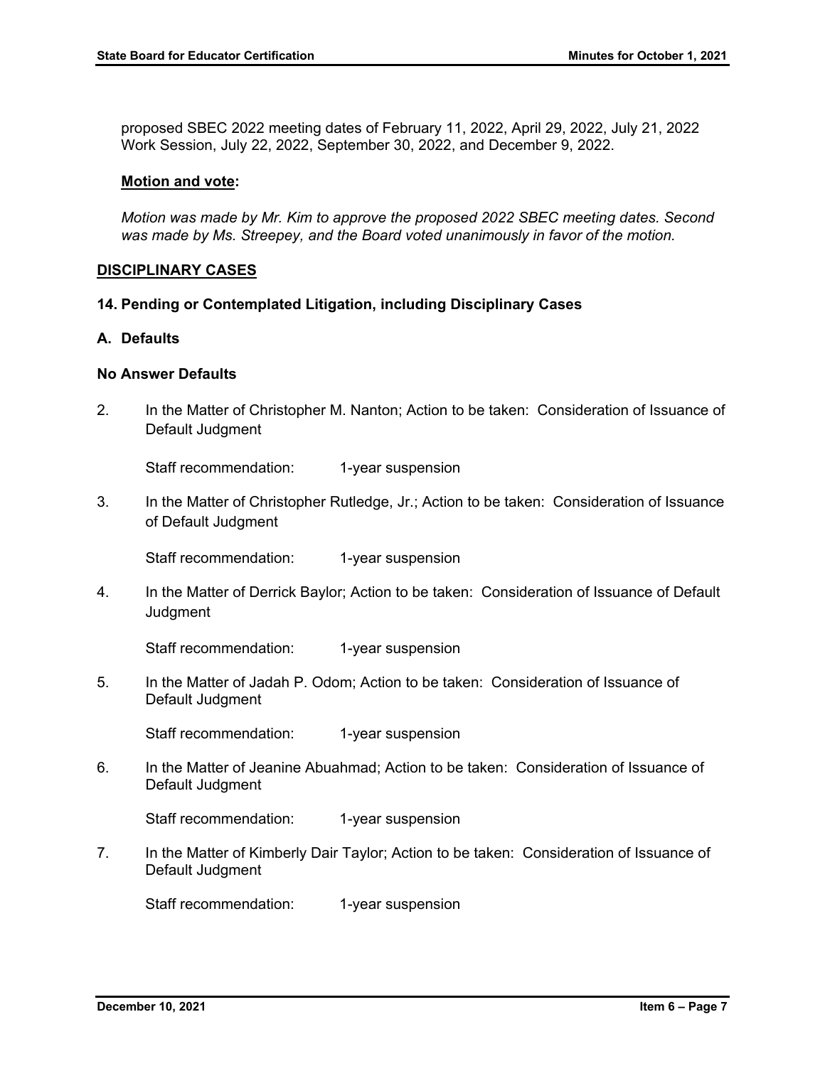proposed SBEC 2022 meeting dates of February 11, 2022, April 29, 2022, July 21, 2022 Work Session, July 22, 2022, September 30, 2022, and December 9, 2022.

**Motion and vote:**

*Motion was made by Mr. Kim to approve the proposed 2022 SBEC meeting dates. Second was made by Ms. Streepey, and the Board voted unanimously in favor of the motion.*

## DISCIPLINARY CASES

### 14. Pending or Contemplated Litigation, including Disciplinary Cases

### A. Defaults

**No Answer Defaults**

2. In the Matter of Christopher M. Nanton; Action to be taken: Consideration of Issuance of Default Judgment

   Staff recommendation: 1-year suspension

3. In the Matter of Christopher Rutledge, Jr.; Action to be taken: Consideration of Issuance of Default Judgment

   Staff recommendation: 1-year suspension

4. In the Matter of Derrick Baylor; Action to be taken: Consideration of Issuance of Default Judgment

   Staff recommendation: 1-year suspension

5. In the Matter of Jadah P. Odom; Action to be taken: Consideration of Issuance of Default Judgment

   Staff recommendation: 1-year suspension

6. In the Matter of Jeanine Abuahmad; Action to be taken: Consideration of Issuance of Default Judgment

   Staff recommendation: 1-year suspension

7. In the Matter of Kimberly Dair Taylor; Action to be taken: Consideration of Issuance of Default Judgment

   Staff recommendation: 1-year suspension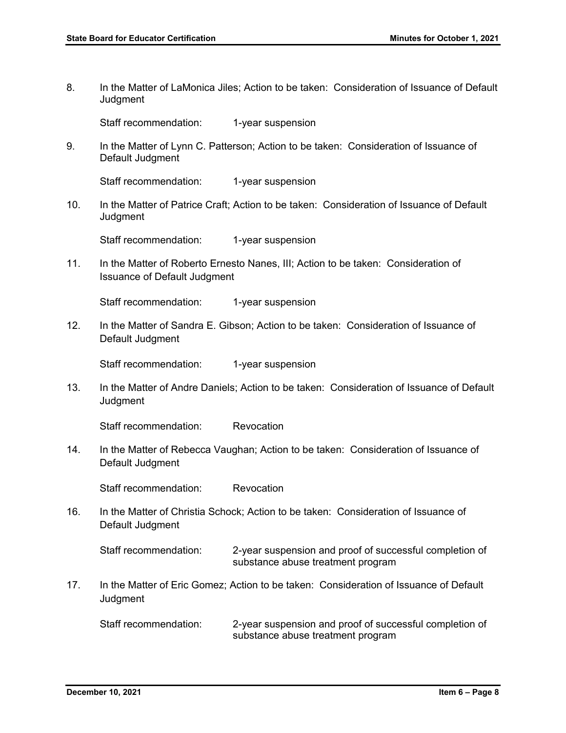8. In the Matter of LaMonica Jiles; Action to be taken: Consideration of Issuance of Default Judgment

   Staff recommendation: 1-year suspension

9. In the Matter of Lynn C. Patterson; Action to be taken: Consideration of Issuance of Default Judgment

   Staff recommendation: 1-year suspension

10. In the Matter of Patrice Craft; Action to be taken: Consideration of Issuance of Default Judgment

    Staff recommendation: 1-year suspension

11. In the Matter of Roberto Ernesto Nanes, III; Action to be taken: Consideration of Issuance of Default Judgment

    Staff recommendation: 1-year suspension

12. In the Matter of Sandra E. Gibson; Action to be taken: Consideration of Issuance of Default Judgment

    Staff recommendation: 1-year suspension

13. In the Matter of Andre Daniels; Action to be taken: Consideration of Issuance of Default Judgment

    Staff recommendation: Revocation

14. In the Matter of Rebecca Vaughan; Action to be taken: Consideration of Issuance of Default Judgment

    Staff recommendation: Revocation

16. In the Matter of Christia Schock; Action to be taken: Consideration of Issuance of Default Judgment

    Staff recommendation: 2-year suspension and proof of successful completion of substance abuse treatment program

17. In the Matter of Eric Gomez; Action to be taken: Consideration of Issuance of Default Judgment

    Staff recommendation: 2-year suspension and proof of successful completion of substance abuse treatment program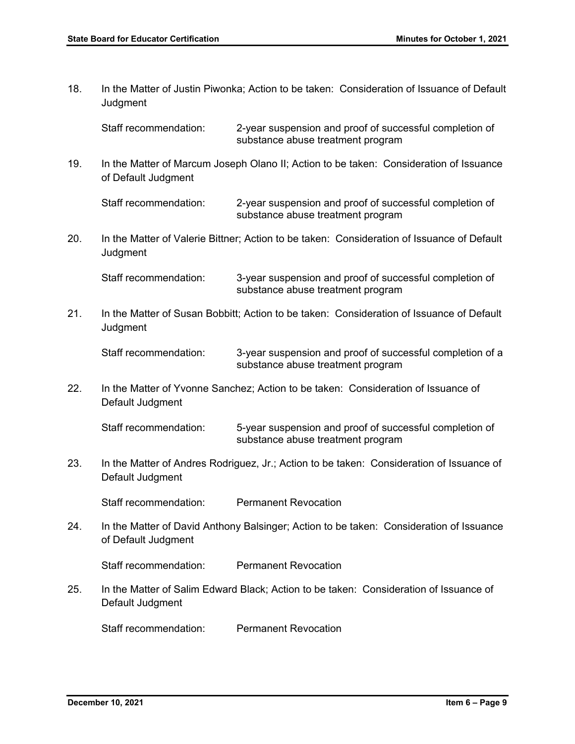18. In the Matter of Justin Piwonka; Action to be taken: Consideration of Issuance of Default Judgment

    Staff recommendation: 2-year suspension and proof of successful completion of substance abuse treatment program

19. In the Matter of Marcum Joseph Olano II; Action to be taken: Consideration of Issuance of Default Judgment

    Staff recommendation: 2-year suspension and proof of successful completion of substance abuse treatment program

20. In the Matter of Valerie Bittner; Action to be taken: Consideration of Issuance of Default Judgment

    Staff recommendation: 3-year suspension and proof of successful completion of substance abuse treatment program

21. In the Matter of Susan Bobbitt; Action to be taken: Consideration of Issuance of Default Judgment

    Staff recommendation: 3-year suspension and proof of successful completion of a substance abuse treatment program

22. In the Matter of Yvonne Sanchez; Action to be taken: Consideration of Issuance of Default Judgment

    Staff recommendation: 5-year suspension and proof of successful completion of substance abuse treatment program

23. In the Matter of Andres Rodriguez, Jr.; Action to be taken: Consideration of Issuance of Default Judgment

    Staff recommendation: Permanent Revocation

24. In the Matter of David Anthony Balsinger; Action to be taken: Consideration of Issuance of Default Judgment

    Staff recommendation: Permanent Revocation

25. In the Matter of Salim Edward Black; Action to be taken: Consideration of Issuance of Default Judgment

    Staff recommendation: Permanent Revocation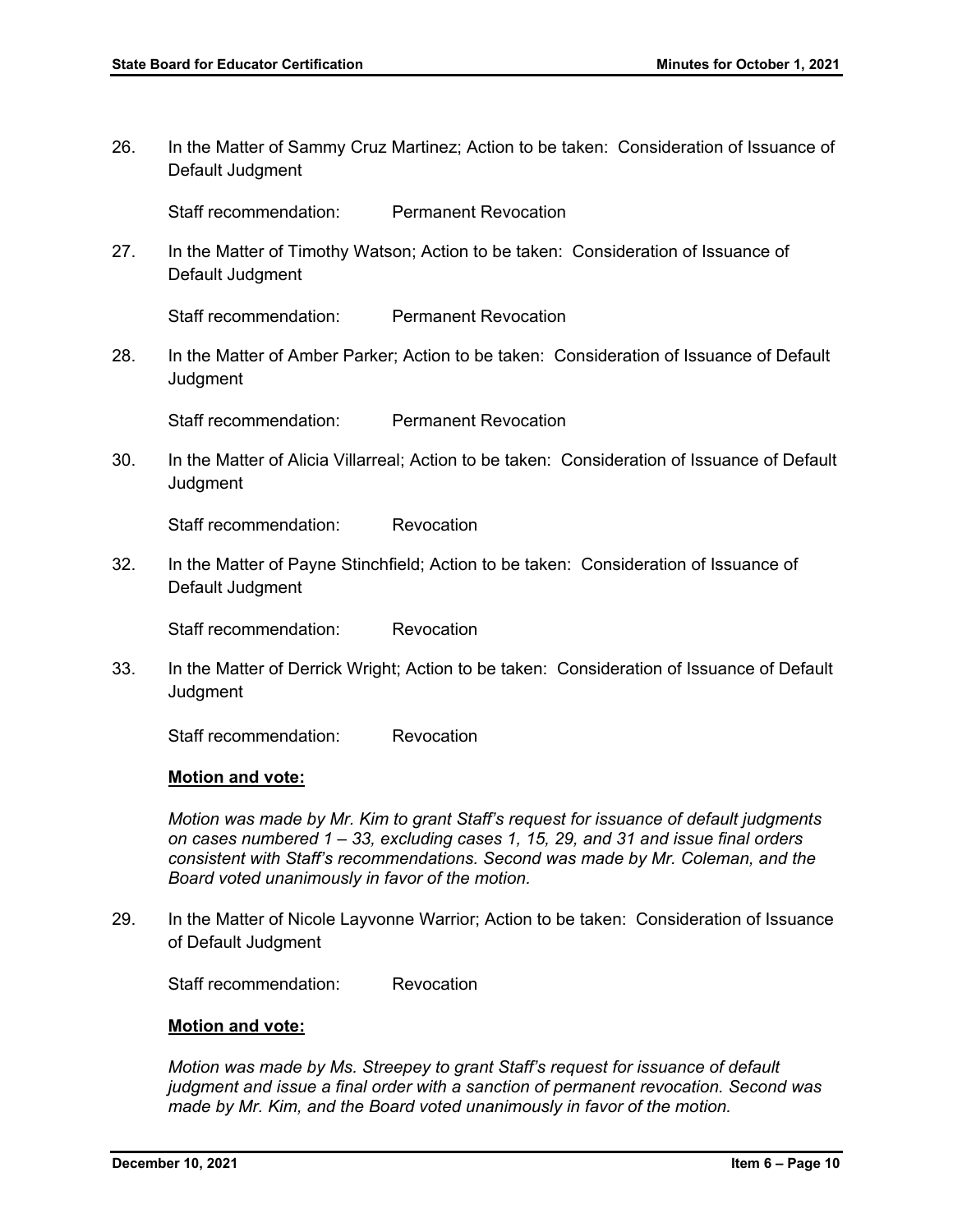26. In the Matter of Sammy Cruz Martinez; Action to be taken: Consideration of Issuance of Default Judgment

    Staff recommendation: Permanent Revocation

27. In the Matter of Timothy Watson; Action to be taken: Consideration of Issuance of Default Judgment

    Staff recommendation: Permanent Revocation

28. In the Matter of Amber Parker; Action to be taken: Consideration of Issuance of Default Judgment

    Staff recommendation: Permanent Revocation

30. In the Matter of Alicia Villarreal; Action to be taken: Consideration of Issuance of Default Judgment

    Staff recommendation: Revocation

32. In the Matter of Payne Stinchfield; Action to be taken: Consideration of Issuance of Default Judgment

    Staff recommendation: Revocation

33. In the Matter of Derrick Wright; Action to be taken: Consideration of Issuance of Default Judgment

    Staff recommendation: Revocation

    **Motion and vote:**

    *Motion was made by Mr. Kim to grant Staff's request for issuance of default judgments on cases numbered 1 – 33, excluding cases 1, 15, 29, and 31 and issue final orders consistent with Staff's recommendations. Second was made by Mr. Coleman, and the Board voted unanimously in favor of the motion.*

29. In the Matter of Nicole Layvonne Warrior; Action to be taken: Consideration of Issuance of Default Judgment

    Staff recommendation: Revocation

    **Motion and vote:**

    *Motion was made by Ms. Streepey to grant Staff's request for issuance of default judgment and issue a final order with a sanction of permanent revocation. Second was made by Mr. Kim, and the Board voted unanimously in favor of the motion.*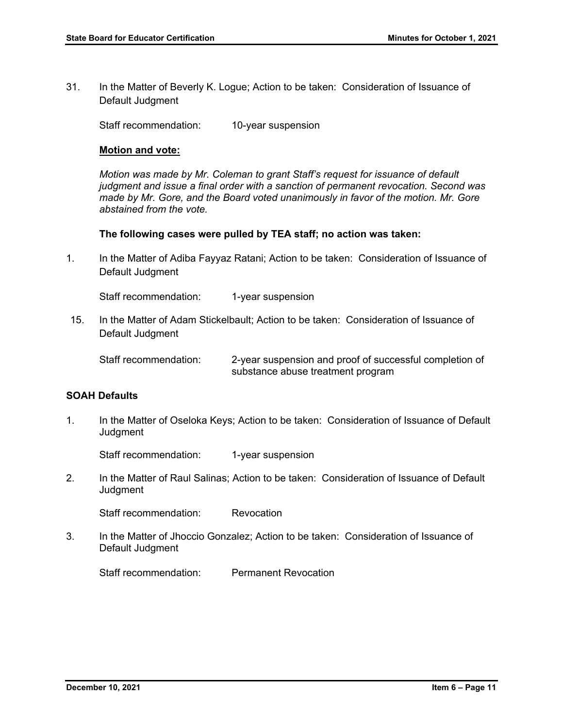31. In the Matter of Beverly K. Logue; Action to be taken: Consideration of Issuance of Default Judgment

    Staff recommendation: 10-year suspension

    **Motion and vote:**

    *Motion was made by Mr. Coleman to grant Staff's request for issuance of default judgment and issue a final order with a sanction of permanent revocation. Second was made by Mr. Gore, and the Board voted unanimously in favor of the motion. Mr. Gore abstained from the vote.*

**The following cases were pulled by TEA staff; no action was taken:**

1. In the Matter of Adiba Fayyaz Ratani; Action to be taken: Consideration of Issuance of Default Judgment

   Staff recommendation: 1-year suspension

15. In the Matter of Adam Stickelbault; Action to be taken: Consideration of Issuance of Default Judgment

    Staff recommendation: 2-year suspension and proof of successful completion of substance abuse treatment program

**SOAH Defaults**

1. In the Matter of Oseloka Keys; Action to be taken: Consideration of Issuance of Default Judgment

   Staff recommendation: 1-year suspension

2. In the Matter of Raul Salinas; Action to be taken: Consideration of Issuance of Default Judgment

   Staff recommendation: Revocation

3. In the Matter of Jhoccio Gonzalez; Action to be taken: Consideration of Issuance of Default Judgment

   Staff recommendation: Permanent Revocation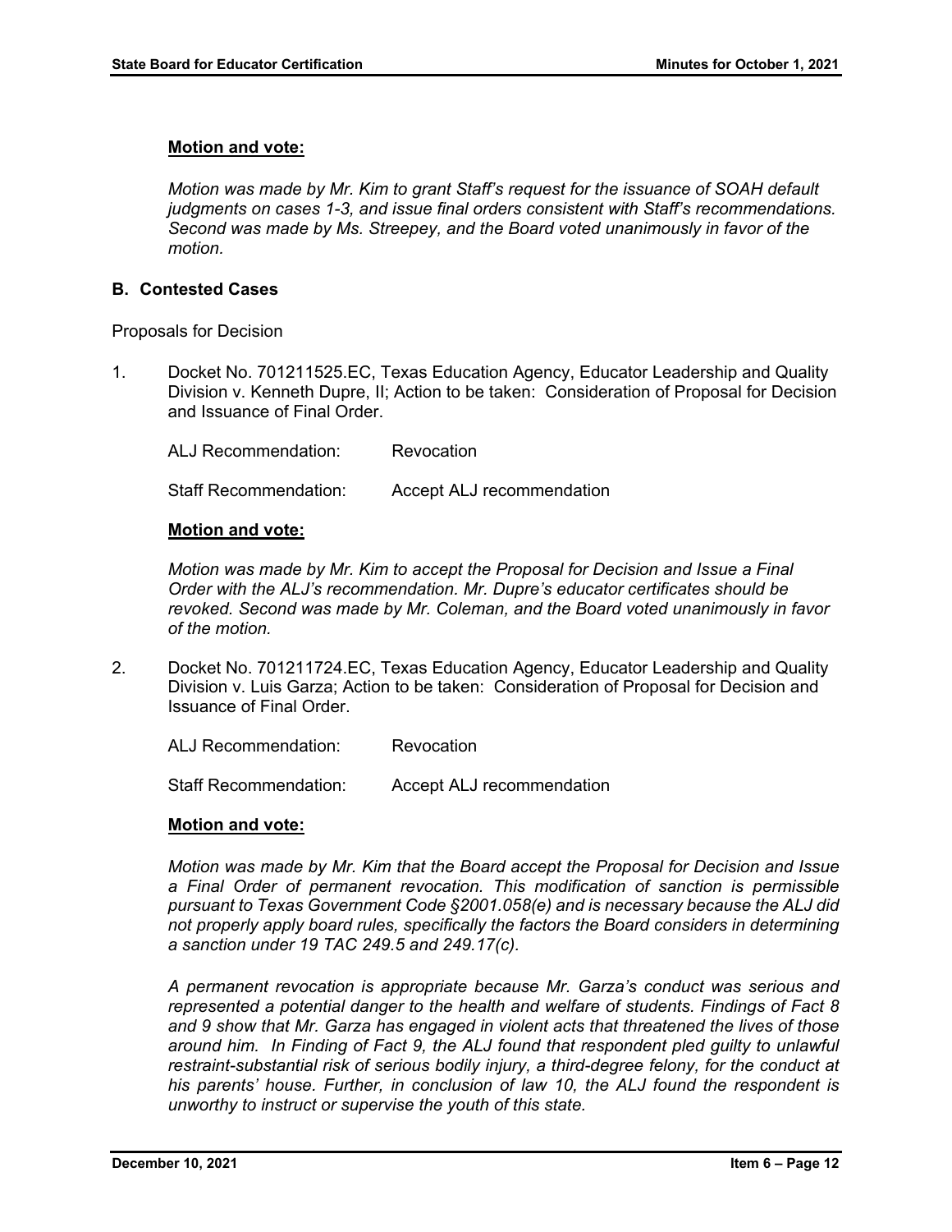**Motion and vote:**

*Motion was made by Mr. Kim to grant Staff's request for the issuance of SOAH default judgments on cases 1-3, and issue final orders consistent with Staff's recommendations. Second was made by Ms. Streepey, and the Board voted unanimously in favor of the motion.*

## B. Contested Cases

Proposals for Decision

1. Docket No. 701211525.EC, Texas Education Agency, Educator Leadership and Quality Division v. Kenneth Dupre, II; Action to be taken: Consideration of Proposal for Decision and Issuance of Final Order.

   ALJ Recommendation: Revocation

   Staff Recommendation: Accept ALJ recommendation

   **Motion and vote:**

   *Motion was made by Mr. Kim to accept the Proposal for Decision and Issue a Final Order with the ALJ's recommendation. Mr. Dupre's educator certificates should be revoked. Second was made by Mr. Coleman, and the Board voted unanimously in favor of the motion.*

2. Docket No. 701211724.EC, Texas Education Agency, Educator Leadership and Quality Division v. Luis Garza; Action to be taken: Consideration of Proposal for Decision and Issuance of Final Order.

   ALJ Recommendation: Revocation

   Staff Recommendation: Accept ALJ recommendation

   **Motion and vote:**

   *Motion was made by Mr. Kim that the Board accept the Proposal for Decision and Issue a Final Order of permanent revocation. This modification of sanction is permissible pursuant to Texas Government Code §2001.058(e) and is necessary because the ALJ did not properly apply board rules, specifically the factors the Board considers in determining a sanction under 19 TAC 249.5 and 249.17(c).*

   *A permanent revocation is appropriate because Mr. Garza's conduct was serious and represented a potential danger to the health and welfare of students. Findings of Fact 8 and 9 show that Mr. Garza has engaged in violent acts that threatened the lives of those around him. In Finding of Fact 9, the ALJ found that respondent pled guilty to unlawful restraint-substantial risk of serious bodily injury, a third-degree felony, for the conduct at his parents' house. Further, in conclusion of law 10, the ALJ found the respondent is unworthy to instruct or supervise the youth of this state.*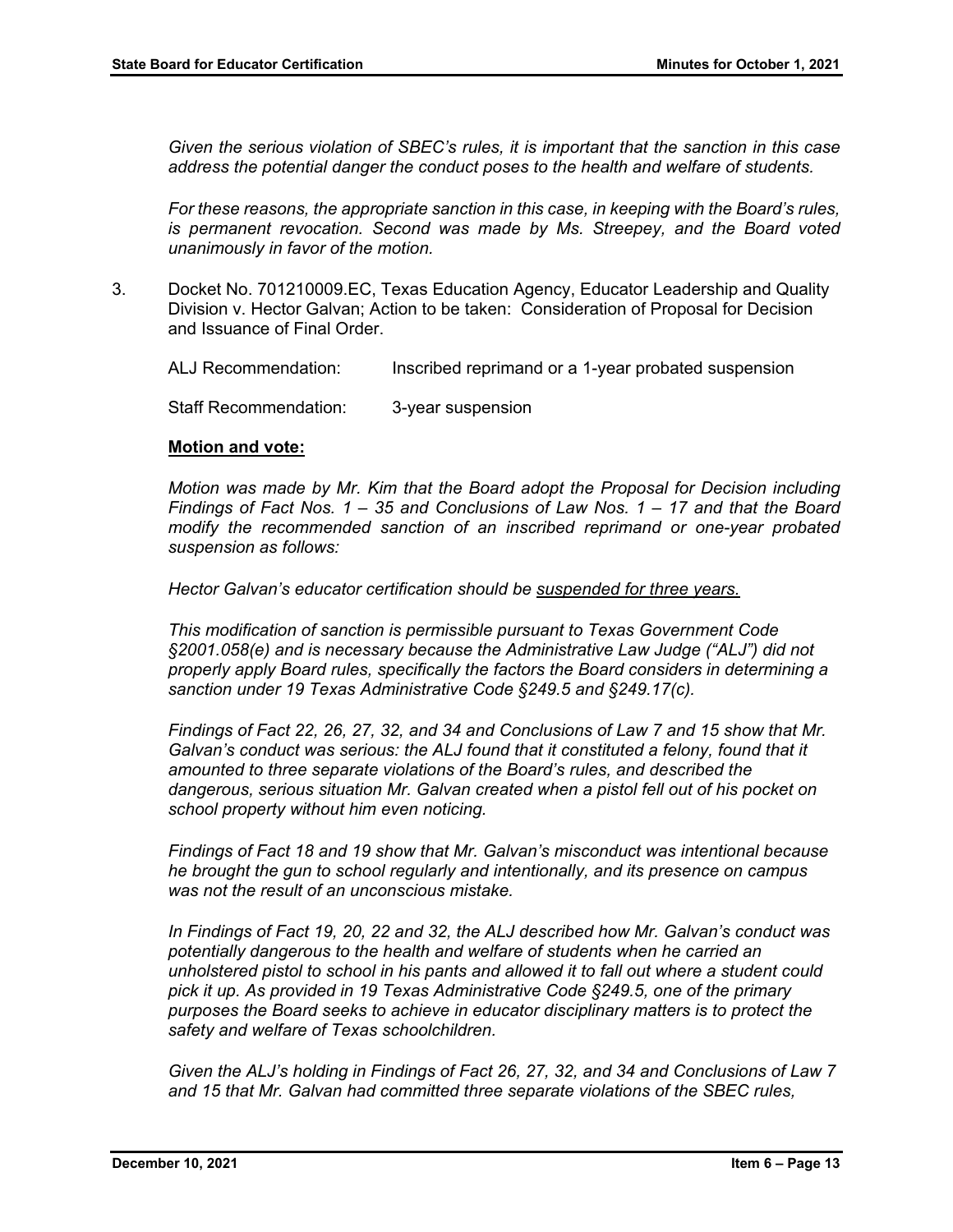*Given the serious violation of SBEC's rules, it is important that the sanction in this case address the potential danger the conduct poses to the health and welfare of students.*

*For these reasons, the appropriate sanction in this case, in keeping with the Board's rules, is permanent revocation. Second was made by Ms. Streepey, and the Board voted unanimously in favor of the motion.*

3. Docket No. 701210009.EC, Texas Education Agency, Educator Leadership and Quality Division v. Hector Galvan; Action to be taken: Consideration of Proposal for Decision and Issuance of Final Order.

   ALJ Recommendation: Inscribed reprimand or a 1-year probated suspension

   Staff Recommendation: 3-year suspension

   **Motion and vote:**

   *Motion was made by Mr. Kim that the Board adopt the Proposal for Decision including Findings of Fact Nos. 1 – 35 and Conclusions of Law Nos. 1 – 17 and that the Board modify the recommended sanction of an inscribed reprimand or one-year probated suspension as follows:*

   *Hector Galvan's educator certification should be suspended for three years.*

   *This modification of sanction is permissible pursuant to Texas Government Code §2001.058(e) and is necessary because the Administrative Law Judge ("ALJ") did not properly apply Board rules, specifically the factors the Board considers in determining a sanction under 19 Texas Administrative Code §249.5 and §249.17(c).*

   *Findings of Fact 22, 26, 27, 32, and 34 and Conclusions of Law 7 and 15 show that Mr. Galvan's conduct was serious: the ALJ found that it constituted a felony, found that it amounted to three separate violations of the Board's rules, and described the dangerous, serious situation Mr. Galvan created when a pistol fell out of his pocket on school property without him even noticing.*

   *Findings of Fact 18 and 19 show that Mr. Galvan's misconduct was intentional because he brought the gun to school regularly and intentionally, and its presence on campus was not the result of an unconscious mistake.*

   *In Findings of Fact 19, 20, 22 and 32, the ALJ described how Mr. Galvan's conduct was potentially dangerous to the health and welfare of students when he carried an unholstered pistol to school in his pants and allowed it to fall out where a student could pick it up. As provided in 19 Texas Administrative Code §249.5, one of the primary purposes the Board seeks to achieve in educator disciplinary matters is to protect the safety and welfare of Texas schoolchildren.*

   *Given the ALJ's holding in Findings of Fact 26, 27, 32, and 34 and Conclusions of Law 7 and 15 that Mr. Galvan had committed three separate violations of the SBEC rules,*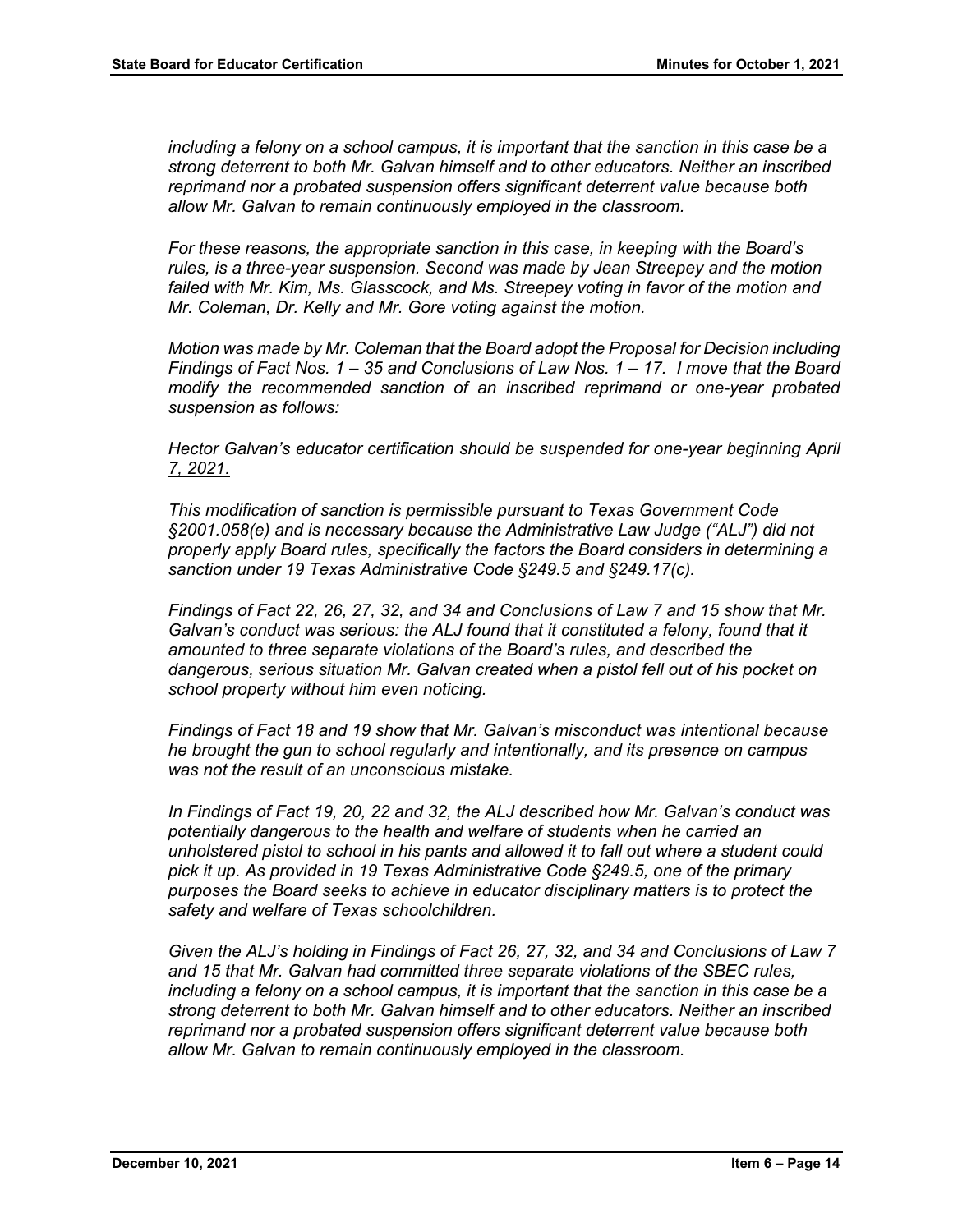*including a felony on a school campus, it is important that the sanction in this case be a strong deterrent to both Mr. Galvan himself and to other educators. Neither an inscribed reprimand nor a probated suspension offers significant deterrent value because both allow Mr. Galvan to remain continuously employed in the classroom.*

*For these reasons, the appropriate sanction in this case, in keeping with the Board's rules, is a three-year suspension. Second was made by Jean Streepey and the motion failed with Mr. Kim, Ms. Glasscock, and Ms. Streepey voting in favor of the motion and Mr. Coleman, Dr. Kelly and Mr. Gore voting against the motion.*

*Motion was made by Mr. Coleman that the Board adopt the Proposal for Decision including Findings of Fact Nos. 1 – 35 and Conclusions of Law Nos. 1 – 17. I move that the Board modify the recommended sanction of an inscribed reprimand or one-year probated suspension as follows:*

*Hector Galvan's educator certification should be <u>suspended for one-year beginning April 7, 2021.</u>*

*This modification of sanction is permissible pursuant to Texas Government Code §2001.058(e) and is necessary because the Administrative Law Judge ("ALJ") did not properly apply Board rules, specifically the factors the Board considers in determining a sanction under 19 Texas Administrative Code §249.5 and §249.17(c).*

*Findings of Fact 22, 26, 27, 32, and 34 and Conclusions of Law 7 and 15 show that Mr. Galvan's conduct was serious: the ALJ found that it constituted a felony, found that it amounted to three separate violations of the Board's rules, and described the dangerous, serious situation Mr. Galvan created when a pistol fell out of his pocket on school property without him even noticing.*

*Findings of Fact 18 and 19 show that Mr. Galvan's misconduct was intentional because he brought the gun to school regularly and intentionally, and its presence on campus was not the result of an unconscious mistake.*

*In Findings of Fact 19, 20, 22 and 32, the ALJ described how Mr. Galvan's conduct was potentially dangerous to the health and welfare of students when he carried an unholstered pistol to school in his pants and allowed it to fall out where a student could pick it up. As provided in 19 Texas Administrative Code §249.5, one of the primary purposes the Board seeks to achieve in educator disciplinary matters is to protect the safety and welfare of Texas schoolchildren.*

*Given the ALJ's holding in Findings of Fact 26, 27, 32, and 34 and Conclusions of Law 7 and 15 that Mr. Galvan had committed three separate violations of the SBEC rules, including a felony on a school campus, it is important that the sanction in this case be a strong deterrent to both Mr. Galvan himself and to other educators. Neither an inscribed reprimand nor a probated suspension offers significant deterrent value because both allow Mr. Galvan to remain continuously employed in the classroom.*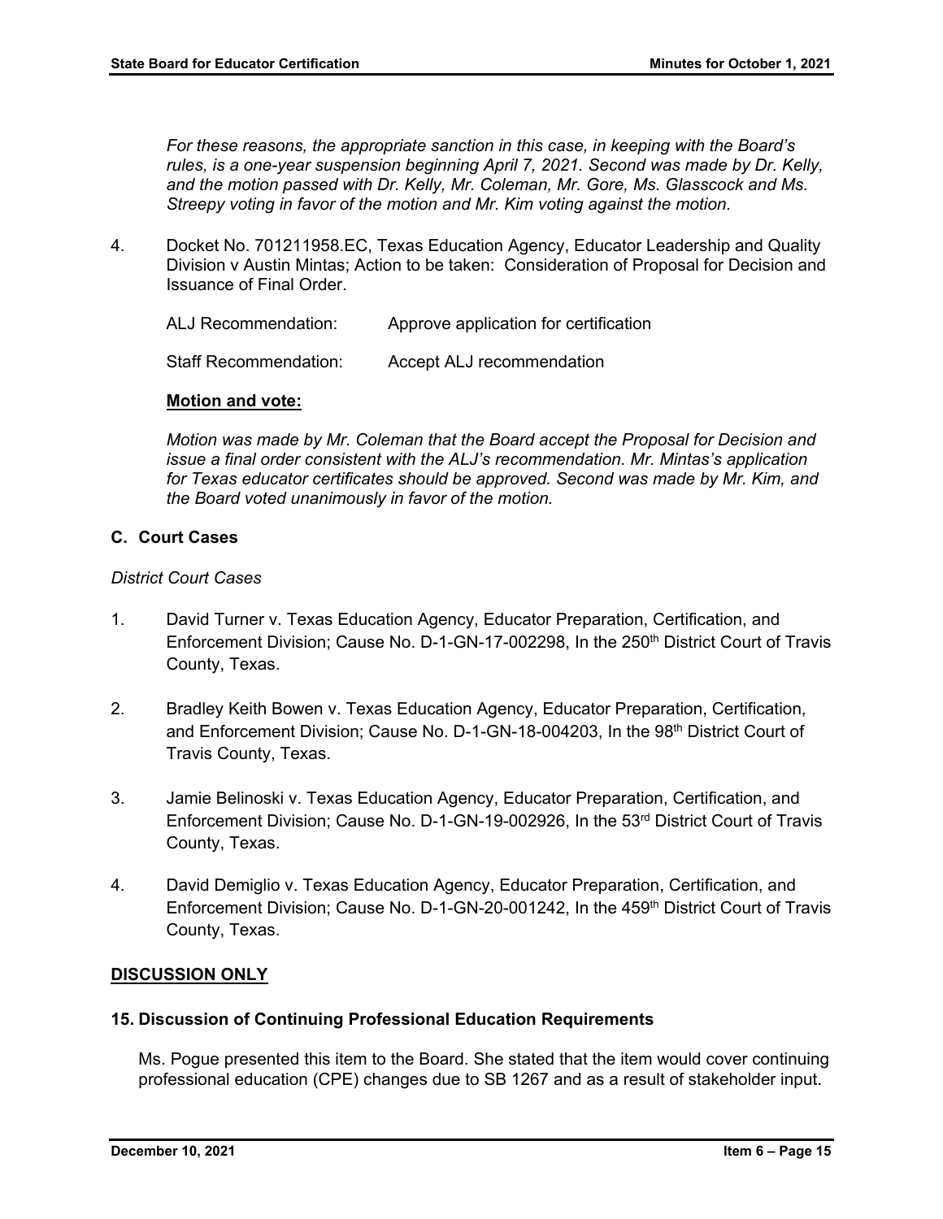*For these reasons, the appropriate sanction in this case, in keeping with the Board's rules, is a one-year suspension beginning April 7, 2021. Second was made by Dr. Kelly, and the motion passed with Dr. Kelly, Mr. Coleman, Mr. Gore, Ms. Glasscock and Ms. Streepy voting in favor of the motion and Mr. Kim voting against the motion.*

4. Docket No. 701211958.EC, Texas Education Agency, Educator Leadership and Quality Division v Austin Mintas; Action to be taken: Consideration of Proposal for Decision and Issuance of Final Order.

   ALJ Recommendation: Approve application for certification

   Staff Recommendation: Accept ALJ recommendation

   **Motion and vote:**

   *Motion was made by Mr. Coleman that the Board accept the Proposal for Decision and issue a final order consistent with the ALJ's recommendation. Mr. Mintas's application for Texas educator certificates should be approved. Second was made by Mr. Kim, and the Board voted unanimously in favor of the motion.*

### C. Court Cases

*District Court Cases*

1. David Turner v. Texas Education Agency, Educator Preparation, Certification, and Enforcement Division; Cause No. D-1-GN-17-002298, In the 250th District Court of Travis County, Texas.

2. Bradley Keith Bowen v. Texas Education Agency, Educator Preparation, Certification, and Enforcement Division; Cause No. D-1-GN-18-004203, In the 98th District Court of Travis County, Texas.

3. Jamie Belinoski v. Texas Education Agency, Educator Preparation, Certification, and Enforcement Division; Cause No. D-1-GN-19-002926, In the 53rd District Court of Travis County, Texas.

4. David Demiglio v. Texas Education Agency, Educator Preparation, Certification, and Enforcement Division; Cause No. D-1-GN-20-001242, In the 459th District Court of Travis County, Texas.

## DISCUSSION ONLY

### 15. Discussion of Continuing Professional Education Requirements

Ms. Pogue presented this item to the Board. She stated that the item would cover continuing professional education (CPE) changes due to SB 1267 and as a result of stakeholder input.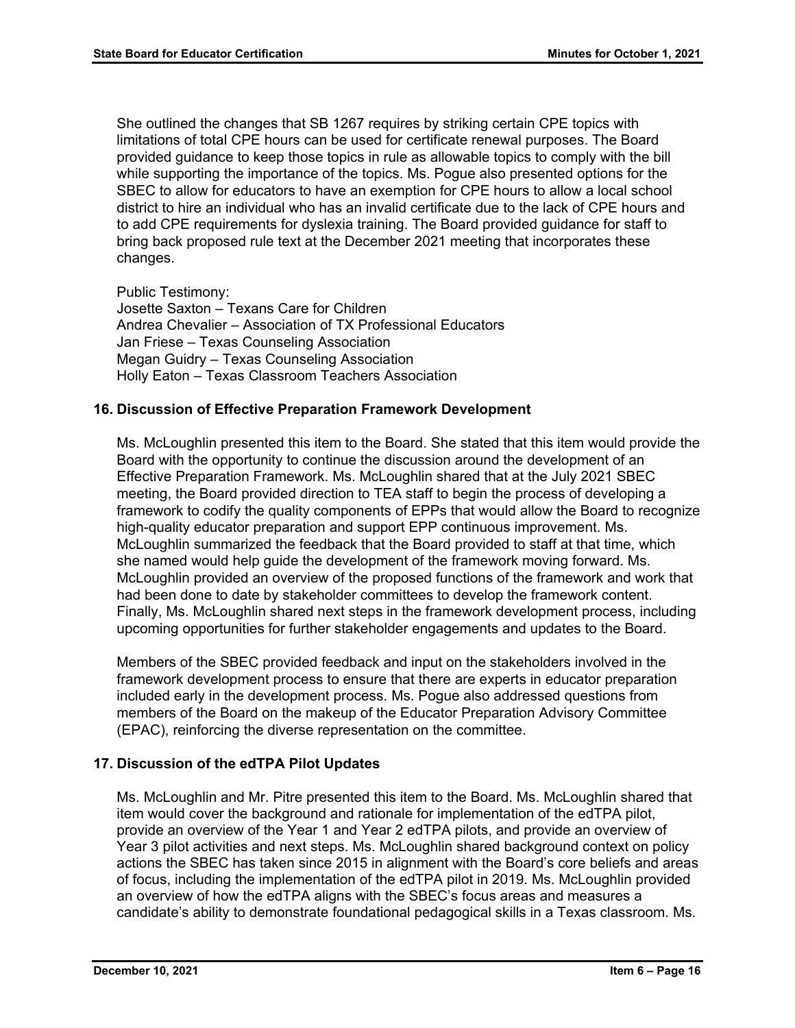She outlined the changes that SB 1267 requires by striking certain CPE topics with limitations of total CPE hours can be used for certificate renewal purposes. The Board provided guidance to keep those topics in rule as allowable topics to comply with the bill while supporting the importance of the topics. Ms. Pogue also presented options for the SBEC to allow for educators to have an exemption for CPE hours to allow a local school district to hire an individual who has an invalid certificate due to the lack of CPE hours and to add CPE requirements for dyslexia training. The Board provided guidance for staff to bring back proposed rule text at the December 2021 meeting that incorporates these changes.

Public Testimony:
Josette Saxton – Texans Care for Children
Andrea Chevalier – Association of TX Professional Educators
Jan Friese – Texas Counseling Association
Megan Guidry – Texas Counseling Association
Holly Eaton – Texas Classroom Teachers Association

### 16. Discussion of Effective Preparation Framework Development

Ms. McLoughlin presented this item to the Board. She stated that this item would provide the Board with the opportunity to continue the discussion around the development of an Effective Preparation Framework. Ms. McLoughlin shared that at the July 2021 SBEC meeting, the Board provided direction to TEA staff to begin the process of developing a framework to codify the quality components of EPPs that would allow the Board to recognize high-quality educator preparation and support EPP continuous improvement. Ms. McLoughlin summarized the feedback that the Board provided to staff at that time, which she named would help guide the development of the framework moving forward. Ms. McLoughlin provided an overview of the proposed functions of the framework and work that had been done to date by stakeholder committees to develop the framework content. Finally, Ms. McLoughlin shared next steps in the framework development process, including upcoming opportunities for further stakeholder engagements and updates to the Board.

Members of the SBEC provided feedback and input on the stakeholders involved in the framework development process to ensure that there are experts in educator preparation included early in the development process. Ms. Pogue also addressed questions from members of the Board on the makeup of the Educator Preparation Advisory Committee (EPAC), reinforcing the diverse representation on the committee.

### 17. Discussion of the edTPA Pilot Updates

Ms. McLoughlin and Mr. Pitre presented this item to the Board. Ms. McLoughlin shared that item would cover the background and rationale for implementation of the edTPA pilot, provide an overview of the Year 1 and Year 2 edTPA pilots, and provide an overview of Year 3 pilot activities and next steps. Ms. McLoughlin shared background context on policy actions the SBEC has taken since 2015 in alignment with the Board's core beliefs and areas of focus, including the implementation of the edTPA pilot in 2019. Ms. McLoughlin provided an overview of how the edTPA aligns with the SBEC's focus areas and measures a candidate's ability to demonstrate foundational pedagogical skills in a Texas classroom. Ms.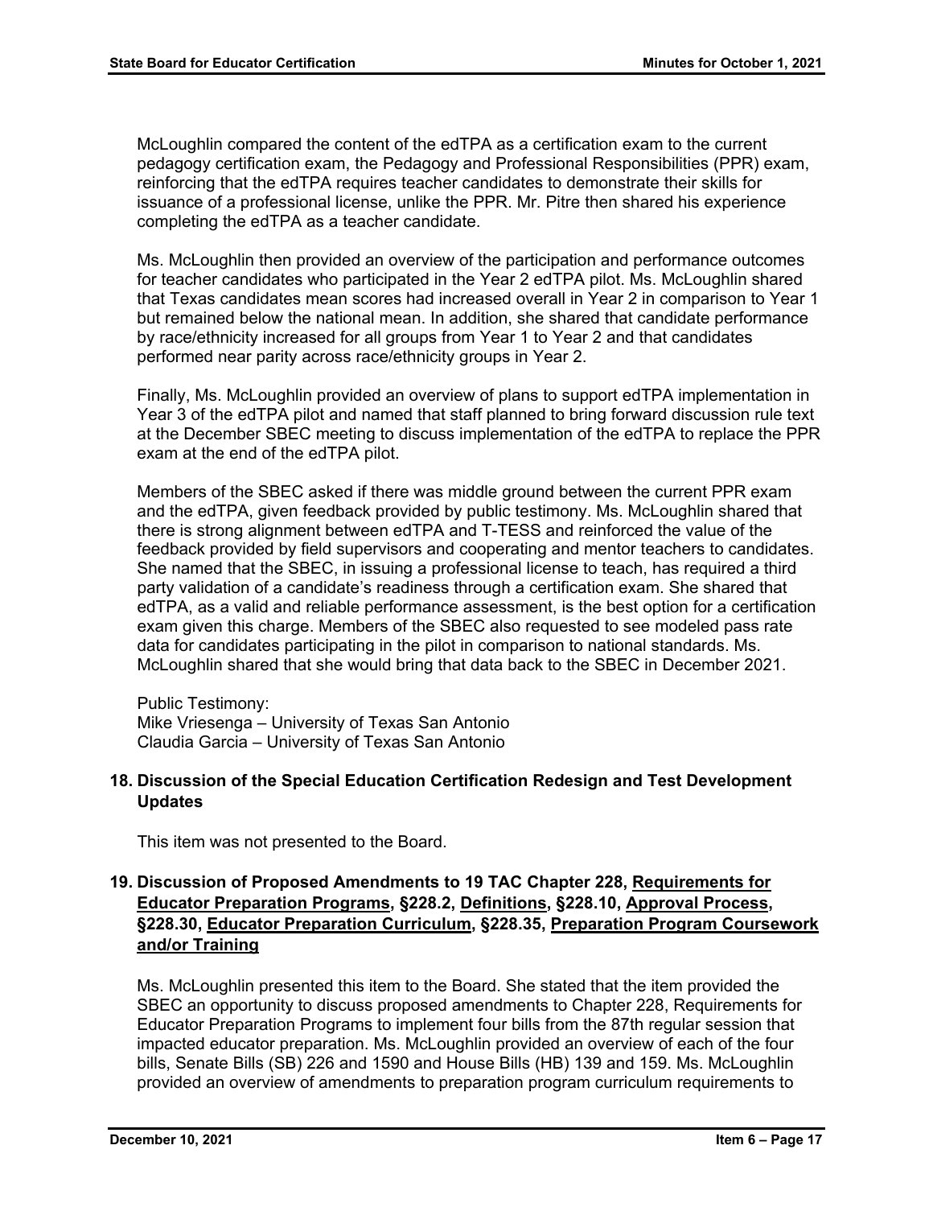McLoughlin compared the content of the edTPA as a certification exam to the current pedagogy certification exam, the Pedagogy and Professional Responsibilities (PPR) exam, reinforcing that the edTPA requires teacher candidates to demonstrate their skills for issuance of a professional license, unlike the PPR. Mr. Pitre then shared his experience completing the edTPA as a teacher candidate.

Ms. McLoughlin then provided an overview of the participation and performance outcomes for teacher candidates who participated in the Year 2 edTPA pilot. Ms. McLoughlin shared that Texas candidates mean scores had increased overall in Year 2 in comparison to Year 1 but remained below the national mean. In addition, she shared that candidate performance by race/ethnicity increased for all groups from Year 1 to Year 2 and that candidates performed near parity across race/ethnicity groups in Year 2.

Finally, Ms. McLoughlin provided an overview of plans to support edTPA implementation in Year 3 of the edTPA pilot and named that staff planned to bring forward discussion rule text at the December SBEC meeting to discuss implementation of the edTPA to replace the PPR exam at the end of the edTPA pilot.

Members of the SBEC asked if there was middle ground between the current PPR exam and the edTPA, given feedback provided by public testimony. Ms. McLoughlin shared that there is strong alignment between edTPA and T-TESS and reinforced the value of the feedback provided by field supervisors and cooperating and mentor teachers to candidates. She named that the SBEC, in issuing a professional license to teach, has required a third party validation of a candidate's readiness through a certification exam. She shared that edTPA, as a valid and reliable performance assessment, is the best option for a certification exam given this charge. Members of the SBEC also requested to see modeled pass rate data for candidates participating in the pilot in comparison to national standards. Ms. McLoughlin shared that she would bring that data back to the SBEC in December 2021.

Public Testimony:
Mike Vriesenga – University of Texas San Antonio
Claudia Garcia – University of Texas San Antonio

### 18. Discussion of the Special Education Certification Redesign and Test Development Updates

This item was not presented to the Board.

### 19. Discussion of Proposed Amendments to 19 TAC Chapter 228, Requirements for Educator Preparation Programs, §228.2, Definitions, §228.10, Approval Process, §228.30, Educator Preparation Curriculum, §228.35, Preparation Program Coursework and/or Training

Ms. McLoughlin presented this item to the Board. She stated that the item provided the SBEC an opportunity to discuss proposed amendments to Chapter 228, Requirements for Educator Preparation Programs to implement four bills from the 87th regular session that impacted educator preparation. Ms. McLoughlin provided an overview of each of the four bills, Senate Bills (SB) 226 and 1590 and House Bills (HB) 139 and 159. Ms. McLoughlin provided an overview of amendments to preparation program curriculum requirements to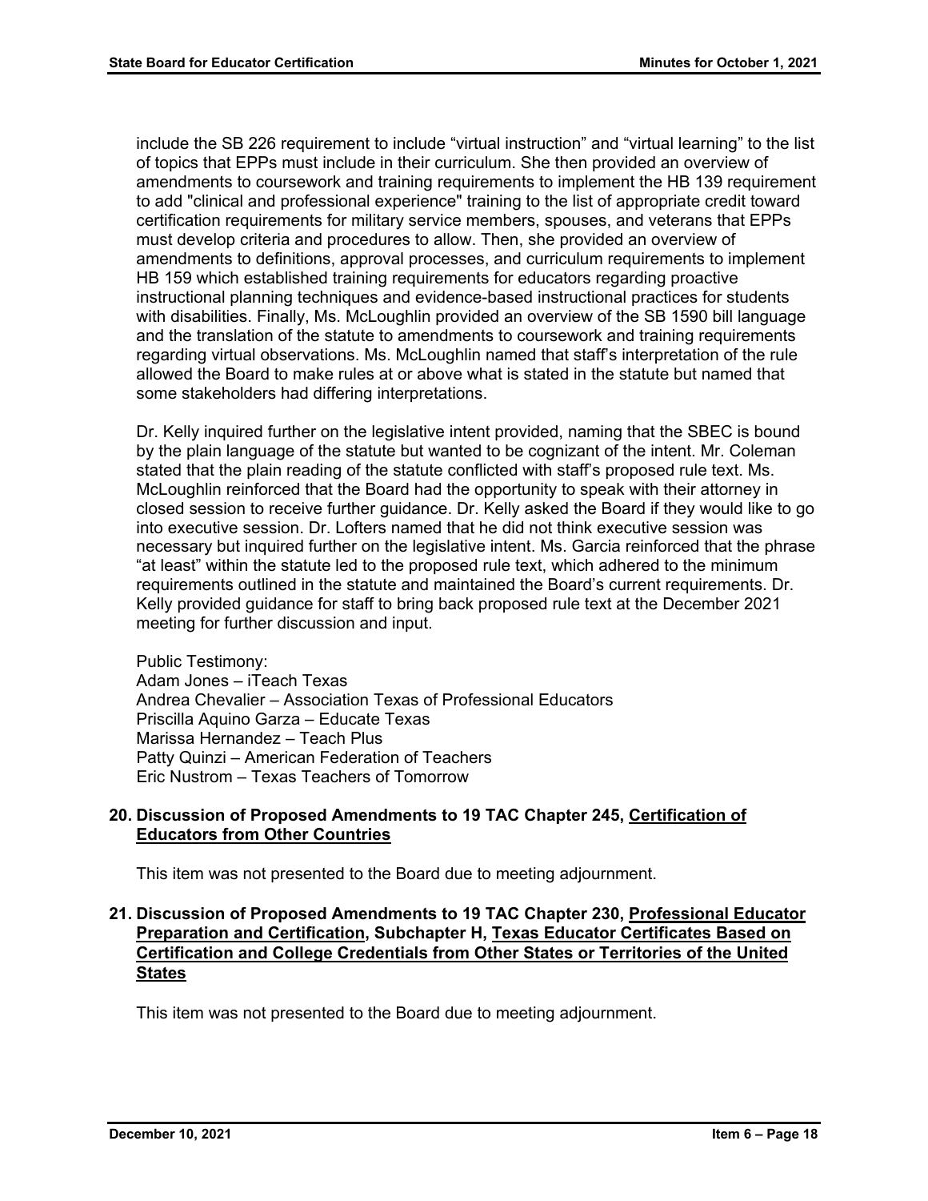include the SB 226 requirement to include "virtual instruction" and "virtual learning" to the list of topics that EPPs must include in their curriculum. She then provided an overview of amendments to coursework and training requirements to implement the HB 139 requirement to add "clinical and professional experience" training to the list of appropriate credit toward certification requirements for military service members, spouses, and veterans that EPPs must develop criteria and procedures to allow. Then, she provided an overview of amendments to definitions, approval processes, and curriculum requirements to implement HB 159 which established training requirements for educators regarding proactive instructional planning techniques and evidence-based instructional practices for students with disabilities. Finally, Ms. McLoughlin provided an overview of the SB 1590 bill language and the translation of the statute to amendments to coursework and training requirements regarding virtual observations. Ms. McLoughlin named that staff's interpretation of the rule allowed the Board to make rules at or above what is stated in the statute but named that some stakeholders had differing interpretations.

Dr. Kelly inquired further on the legislative intent provided, naming that the SBEC is bound by the plain language of the statute but wanted to be cognizant of the intent. Mr. Coleman stated that the plain reading of the statute conflicted with staff's proposed rule text. Ms. McLoughlin reinforced that the Board had the opportunity to speak with their attorney in closed session to receive further guidance. Dr. Kelly asked the Board if they would like to go into executive session. Dr. Lofters named that he did not think executive session was necessary but inquired further on the legislative intent. Ms. Garcia reinforced that the phrase "at least" within the statute led to the proposed rule text, which adhered to the minimum requirements outlined in the statute and maintained the Board's current requirements. Dr. Kelly provided guidance for staff to bring back proposed rule text at the December 2021 meeting for further discussion and input.

Public Testimony:
Adam Jones – iTeach Texas
Andrea Chevalier – Association Texas of Professional Educators
Priscilla Aquino Garza – Educate Texas
Marissa Hernandez – Teach Plus
Patty Quinzi – American Federation of Teachers
Eric Nustrom – Texas Teachers of Tomorrow

### 20. Discussion of Proposed Amendments to 19 TAC Chapter 245, Certification of Educators from Other Countries

This item was not presented to the Board due to meeting adjournment.

### 21. Discussion of Proposed Amendments to 19 TAC Chapter 230, Professional Educator Preparation and Certification, Subchapter H, Texas Educator Certificates Based on Certification and College Credentials from Other States or Territories of the United States

This item was not presented to the Board due to meeting adjournment.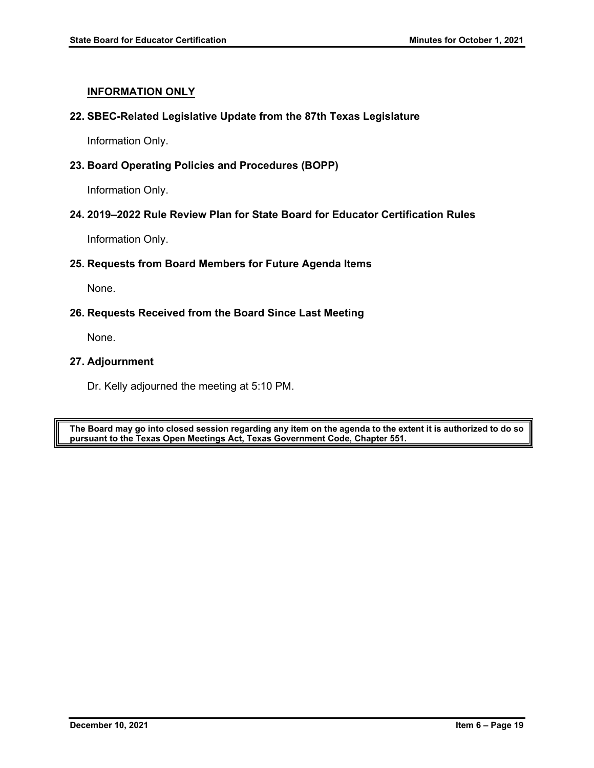**INFORMATION ONLY**

**22. SBEC-Related Legislative Update from the 87th Texas Legislature**

Information Only.

**23. Board Operating Policies and Procedures (BOPP)**

Information Only.

**24. 2019–2022 Rule Review Plan for State Board for Educator Certification Rules**

Information Only.

**25. Requests from Board Members for Future Agenda Items**

None.

**26. Requests Received from the Board Since Last Meeting**

None.

**27. Adjournment**

Dr. Kelly adjourned the meeting at 5:10 PM.

**The Board may go into closed session regarding any item on the agenda to the extent it is authorized to do so pursuant to the Texas Open Meetings Act, Texas Government Code, Chapter 551.**